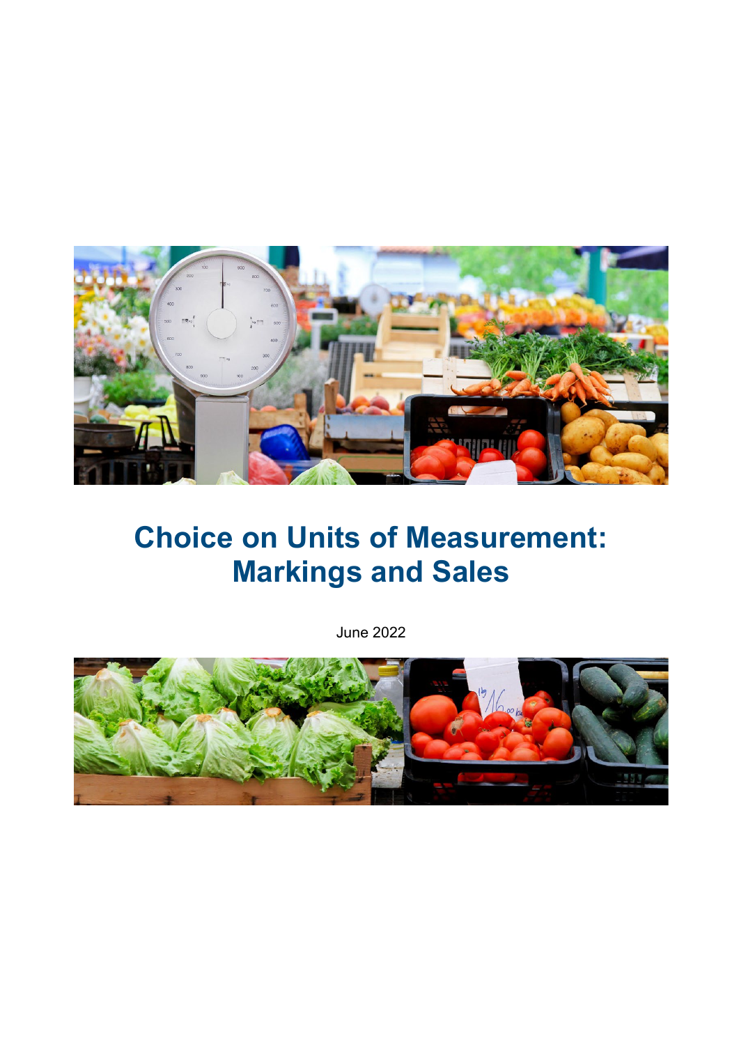# Choice on Units of Measurement: Markings and Sales

June 2022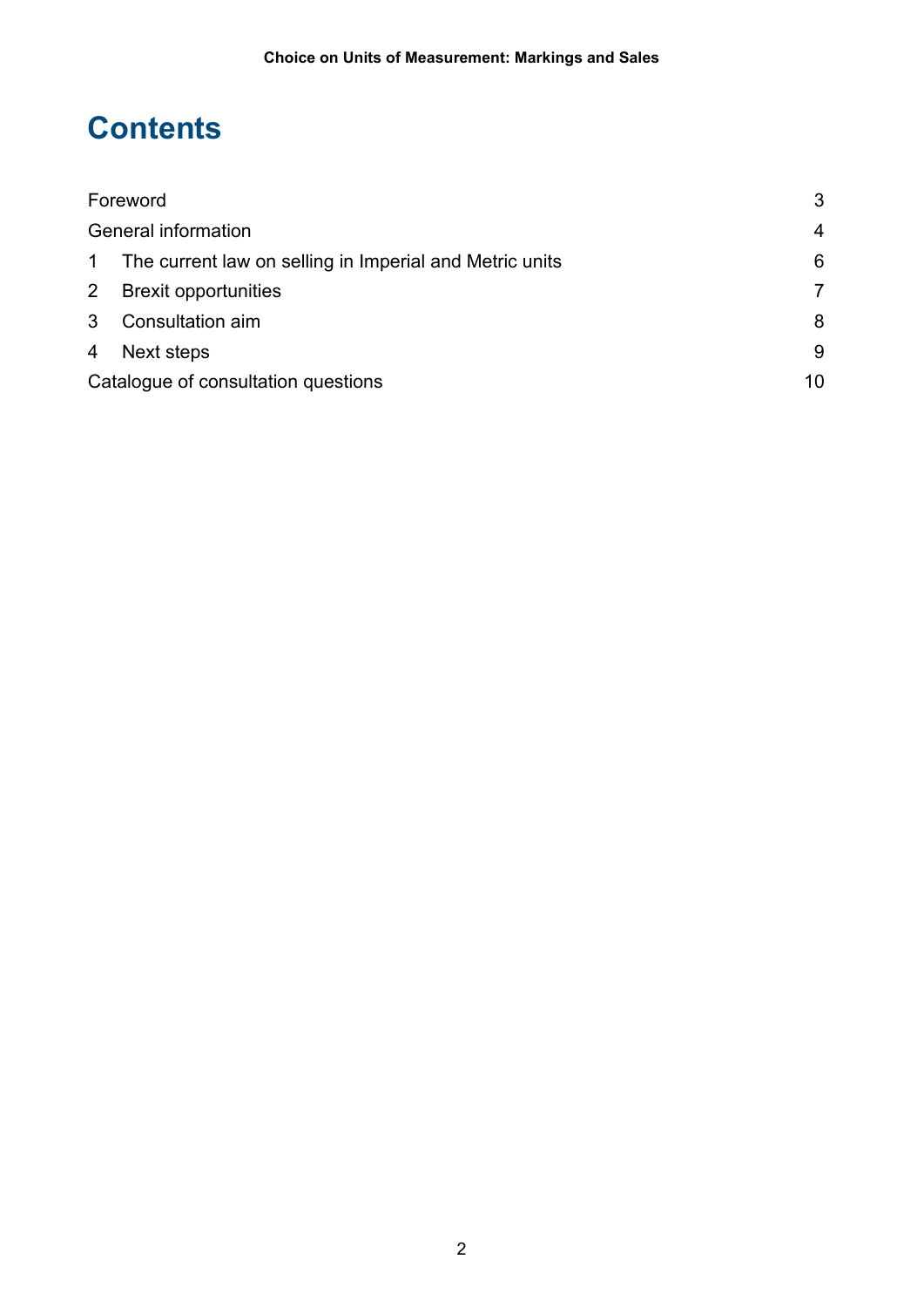# Contents

| | |
|---|---|
| Foreword | 3 |
| General information | 4 |
| 1 The current law on selling in Imperial and Metric units | 6 |
| 2 Brexit opportunities | 7 |
| 3 Consultation aim | 8 |
| 4 Next steps | 9 |
| Catalogue of consultation questions | 10 |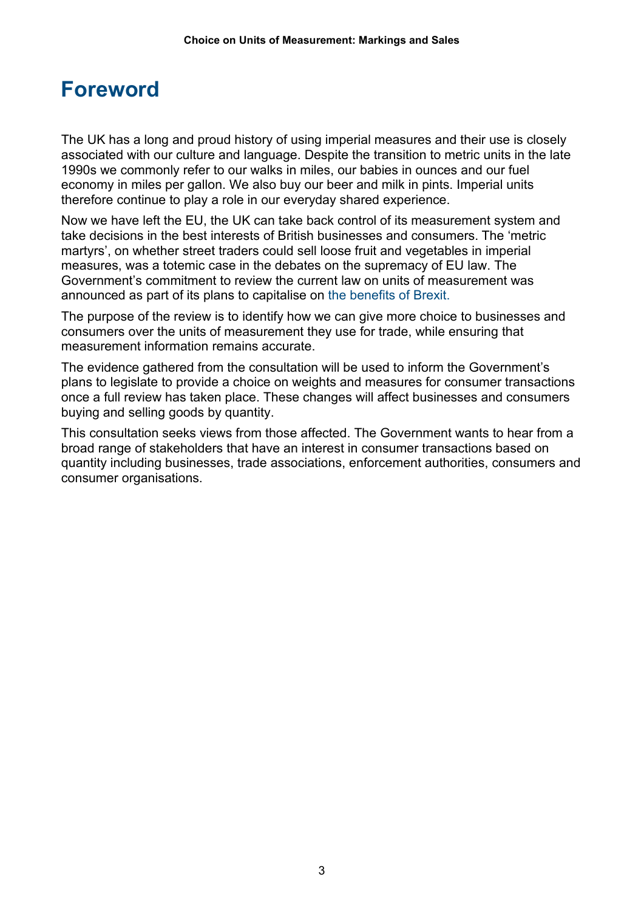# Foreword

The UK has a long and proud history of using imperial measures and their use is closely associated with our culture and language. Despite the transition to metric units in the late 1990s we commonly refer to our walks in miles, our babies in ounces and our fuel economy in miles per gallon. We also buy our beer and milk in pints. Imperial units therefore continue to play a role in our everyday shared experience.

Now we have left the EU, the UK can take back control of its measurement system and take decisions in the best interests of British businesses and consumers. The 'metric martyrs', on whether street traders could sell loose fruit and vegetables in imperial measures, was a totemic case in the debates on the supremacy of EU law. The Government's commitment to review the current law on units of measurement was announced as part of its plans to capitalise on the benefits of Brexit.

The purpose of the review is to identify how we can give more choice to businesses and consumers over the units of measurement they use for trade, while ensuring that measurement information remains accurate.

The evidence gathered from the consultation will be used to inform the Government's plans to legislate to provide a choice on weights and measures for consumer transactions once a full review has taken place. These changes will affect businesses and consumers buying and selling goods by quantity.

This consultation seeks views from those affected. The Government wants to hear from a broad range of stakeholders that have an interest in consumer transactions based on quantity including businesses, trade associations, enforcement authorities, consumers and consumer organisations.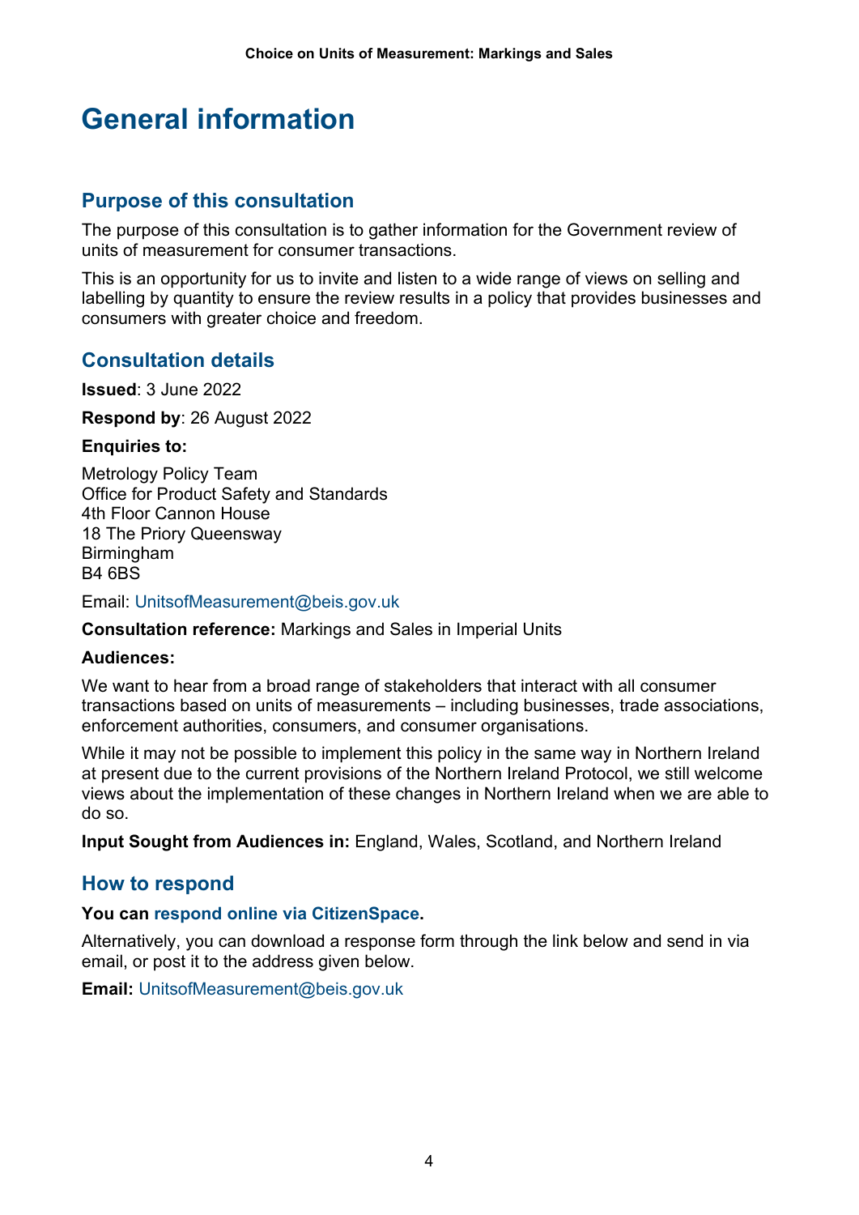# General information

## Purpose of this consultation

The purpose of this consultation is to gather information for the Government review of units of measurement for consumer transactions.

This is an opportunity for us to invite and listen to a wide range of views on selling and labelling by quantity to ensure the review results in a policy that provides businesses and consumers with greater choice and freedom.

## Consultation details

**Issued**: 3 June 2022

**Respond by**: 26 August 2022

**Enquiries to:**

Metrology Policy Team
Office for Product Safety and Standards
4th Floor Cannon House
18 The Priory Queensway
Birmingham
B4 6BS

Email: UnitsofMeasurement@beis.gov.uk

**Consultation reference:** Markings and Sales in Imperial Units

**Audiences:**

We want to hear from a broad range of stakeholders that interact with all consumer transactions based on units of measurements – including businesses, trade associations, enforcement authorities, consumers, and consumer organisations.

While it may not be possible to implement this policy in the same way in Northern Ireland at present due to the current provisions of the Northern Ireland Protocol, we still welcome views about the implementation of these changes in Northern Ireland when we are able to do so.

**Input Sought from Audiences in:** England, Wales, Scotland, and Northern Ireland

## How to respond

**You can respond online via CitizenSpace.**

Alternatively, you can download a response form through the link below and send in via email, or post it to the address given below.

**Email:** UnitsofMeasurement@beis.gov.uk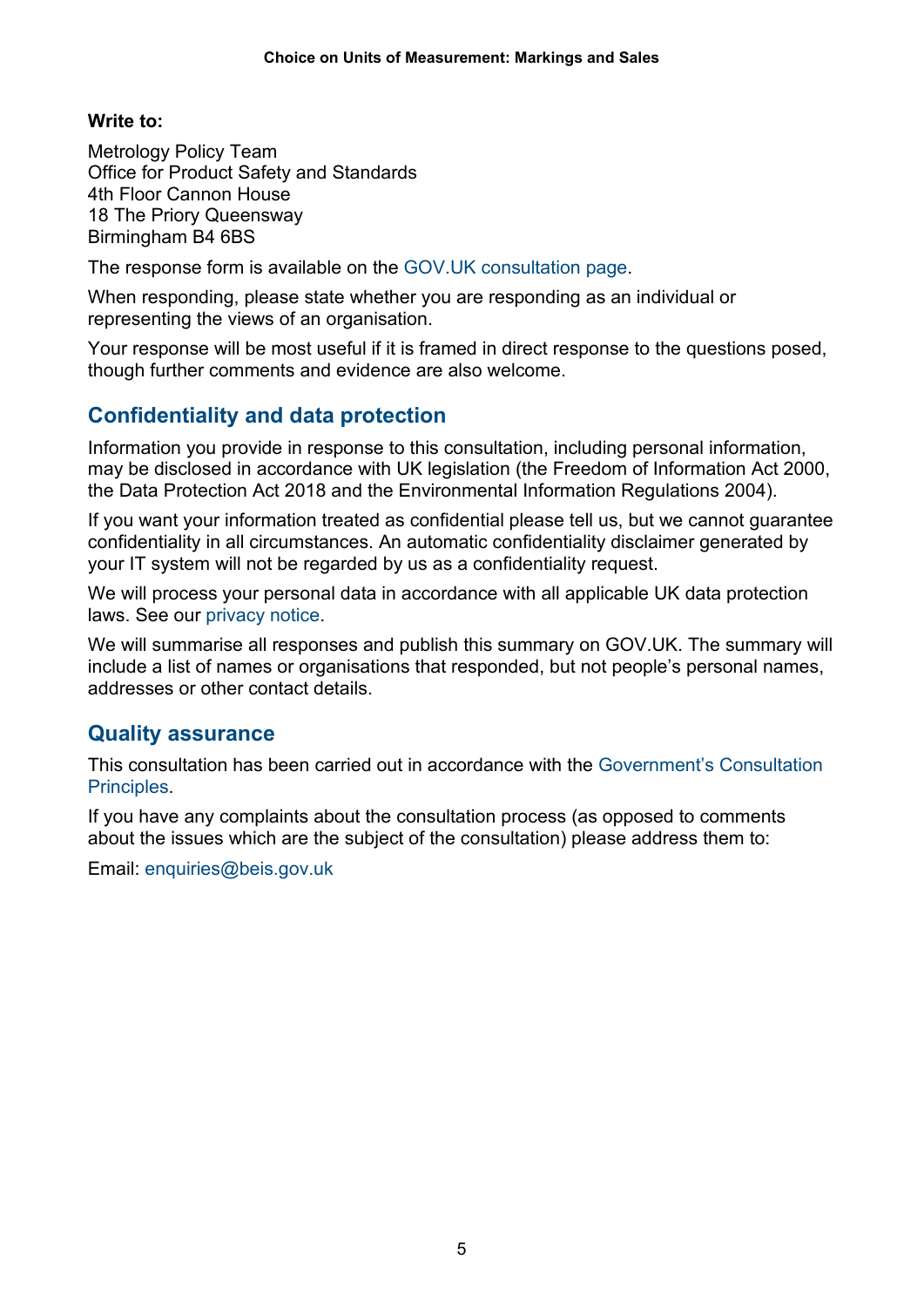**Write to:**

Metrology Policy Team
Office for Product Safety and Standards
4th Floor Cannon House
18 The Priory Queensway
Birmingham B4 6BS

The response form is available on the GOV.UK consultation page.

When responding, please state whether you are responding as an individual or representing the views of an organisation.

Your response will be most useful if it is framed in direct response to the questions posed, though further comments and evidence are also welcome.

## Confidentiality and data protection

Information you provide in response to this consultation, including personal information, may be disclosed in accordance with UK legislation (the Freedom of Information Act 2000, the Data Protection Act 2018 and the Environmental Information Regulations 2004).

If you want your information treated as confidential please tell us, but we cannot guarantee confidentiality in all circumstances. An automatic confidentiality disclaimer generated by your IT system will not be regarded by us as a confidentiality request.

We will process your personal data in accordance with all applicable UK data protection laws. See our privacy notice.

We will summarise all responses and publish this summary on GOV.UK. The summary will include a list of names or organisations that responded, but not people's personal names, addresses or other contact details.

## Quality assurance

This consultation has been carried out in accordance with the Government's Consultation Principles.

If you have any complaints about the consultation process (as opposed to comments about the issues which are the subject of the consultation) please address them to:

Email: enquiries@beis.gov.uk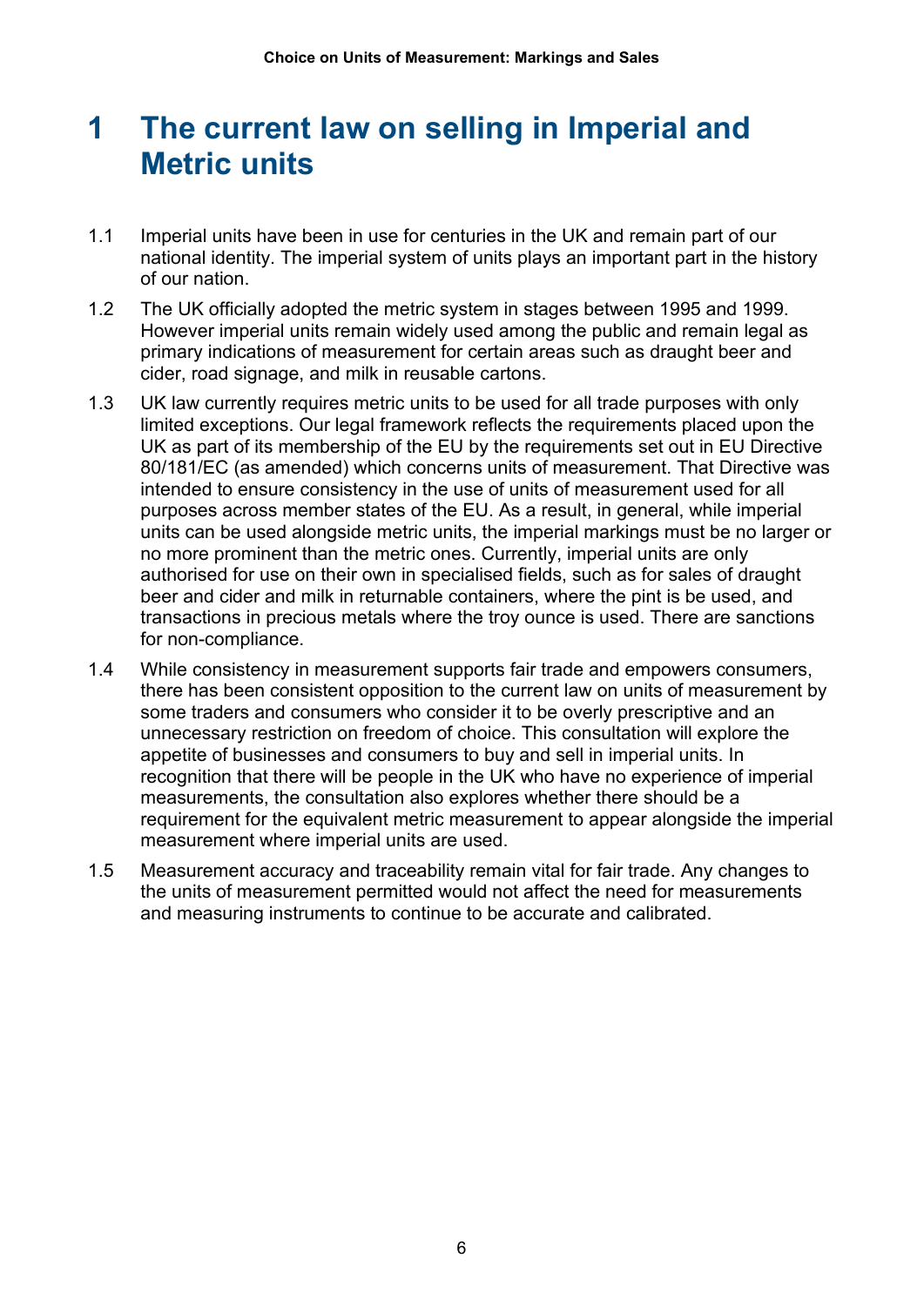# 1 The current law on selling in Imperial and Metric units

1.1 Imperial units have been in use for centuries in the UK and remain part of our national identity. The imperial system of units plays an important part in the history of our nation.

1.2 The UK officially adopted the metric system in stages between 1995 and 1999. However imperial units remain widely used among the public and remain legal as primary indications of measurement for certain areas such as draught beer and cider, road signage, and milk in reusable cartons.

1.3 UK law currently requires metric units to be used for all trade purposes with only limited exceptions. Our legal framework reflects the requirements placed upon the UK as part of its membership of the EU by the requirements set out in EU Directive 80/181/EC (as amended) which concerns units of measurement. That Directive was intended to ensure consistency in the use of units of measurement used for all purposes across member states of the EU. As a result, in general, while imperial units can be used alongside metric units, the imperial markings must be no larger or no more prominent than the metric ones. Currently, imperial units are only authorised for use on their own in specialised fields, such as for sales of draught beer and cider and milk in returnable containers, where the pint is be used, and transactions in precious metals where the troy ounce is used. There are sanctions for non-compliance.

1.4 While consistency in measurement supports fair trade and empowers consumers, there has been consistent opposition to the current law on units of measurement by some traders and consumers who consider it to be overly prescriptive and an unnecessary restriction on freedom of choice. This consultation will explore the appetite of businesses and consumers to buy and sell in imperial units. In recognition that there will be people in the UK who have no experience of imperial measurements, the consultation also explores whether there should be a requirement for the equivalent metric measurement to appear alongside the imperial measurement where imperial units are used.

1.5 Measurement accuracy and traceability remain vital for fair trade. Any changes to the units of measurement permitted would not affect the need for measurements and measuring instruments to continue to be accurate and calibrated.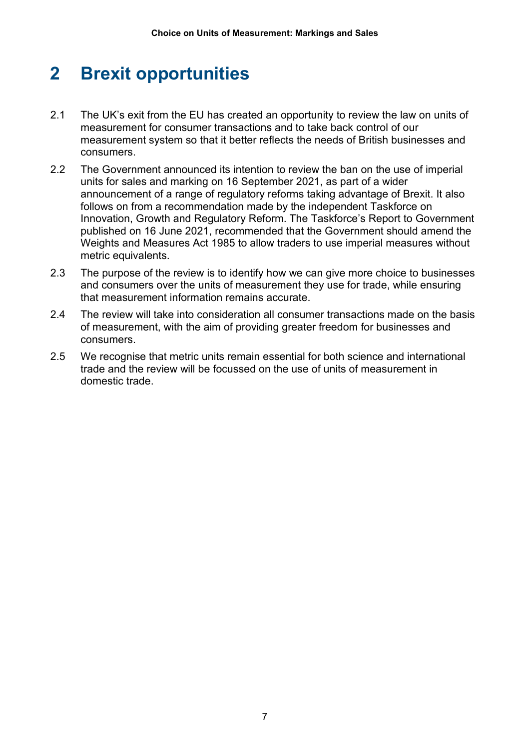# 2 Brexit opportunities

2.1 The UK's exit from the EU has created an opportunity to review the law on units of measurement for consumer transactions and to take back control of our measurement system so that it better reflects the needs of British businesses and consumers.

2.2 The Government announced its intention to review the ban on the use of imperial units for sales and marking on 16 September 2021, as part of a wider announcement of a range of regulatory reforms taking advantage of Brexit. It also follows on from a recommendation made by the independent Taskforce on Innovation, Growth and Regulatory Reform. The Taskforce's Report to Government published on 16 June 2021, recommended that the Government should amend the Weights and Measures Act 1985 to allow traders to use imperial measures without metric equivalents.

2.3 The purpose of the review is to identify how we can give more choice to businesses and consumers over the units of measurement they use for trade, while ensuring that measurement information remains accurate.

2.4 The review will take into consideration all consumer transactions made on the basis of measurement, with the aim of providing greater freedom for businesses and consumers.

2.5 We recognise that metric units remain essential for both science and international trade and the review will be focussed on the use of units of measurement in domestic trade.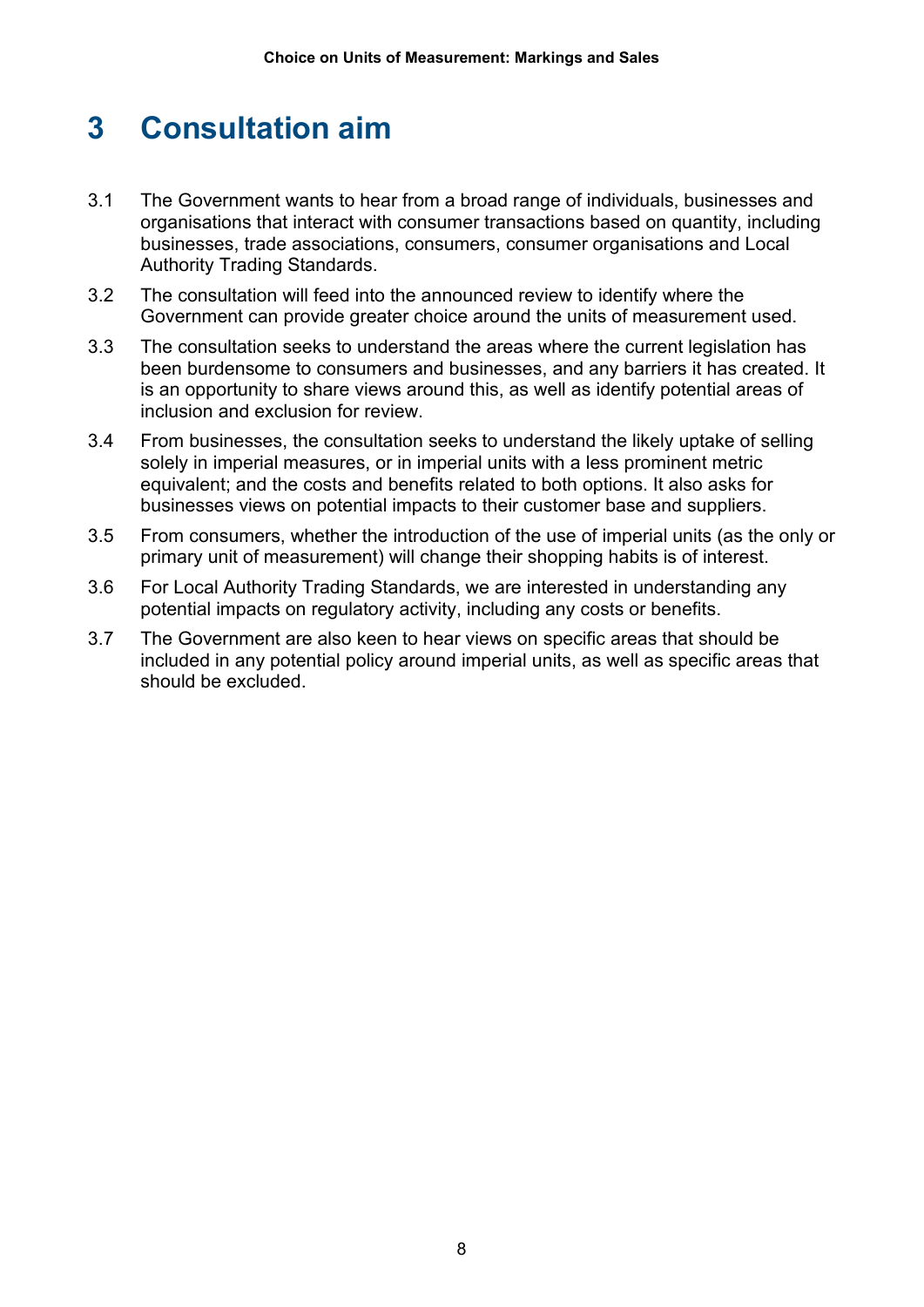# 3 Consultation aim

3.1 The Government wants to hear from a broad range of individuals, businesses and organisations that interact with consumer transactions based on quantity, including businesses, trade associations, consumers, consumer organisations and Local Authority Trading Standards.

3.2 The consultation will feed into the announced review to identify where the Government can provide greater choice around the units of measurement used.

3.3 The consultation seeks to understand the areas where the current legislation has been burdensome to consumers and businesses, and any barriers it has created. It is an opportunity to share views around this, as well as identify potential areas of inclusion and exclusion for review.

3.4 From businesses, the consultation seeks to understand the likely uptake of selling solely in imperial measures, or in imperial units with a less prominent metric equivalent; and the costs and benefits related to both options. It also asks for businesses views on potential impacts to their customer base and suppliers.

3.5 From consumers, whether the introduction of the use of imperial units (as the only or primary unit of measurement) will change their shopping habits is of interest.

3.6 For Local Authority Trading Standards, we are interested in understanding any potential impacts on regulatory activity, including any costs or benefits.

3.7 The Government are also keen to hear views on specific areas that should be included in any potential policy around imperial units, as well as specific areas that should be excluded.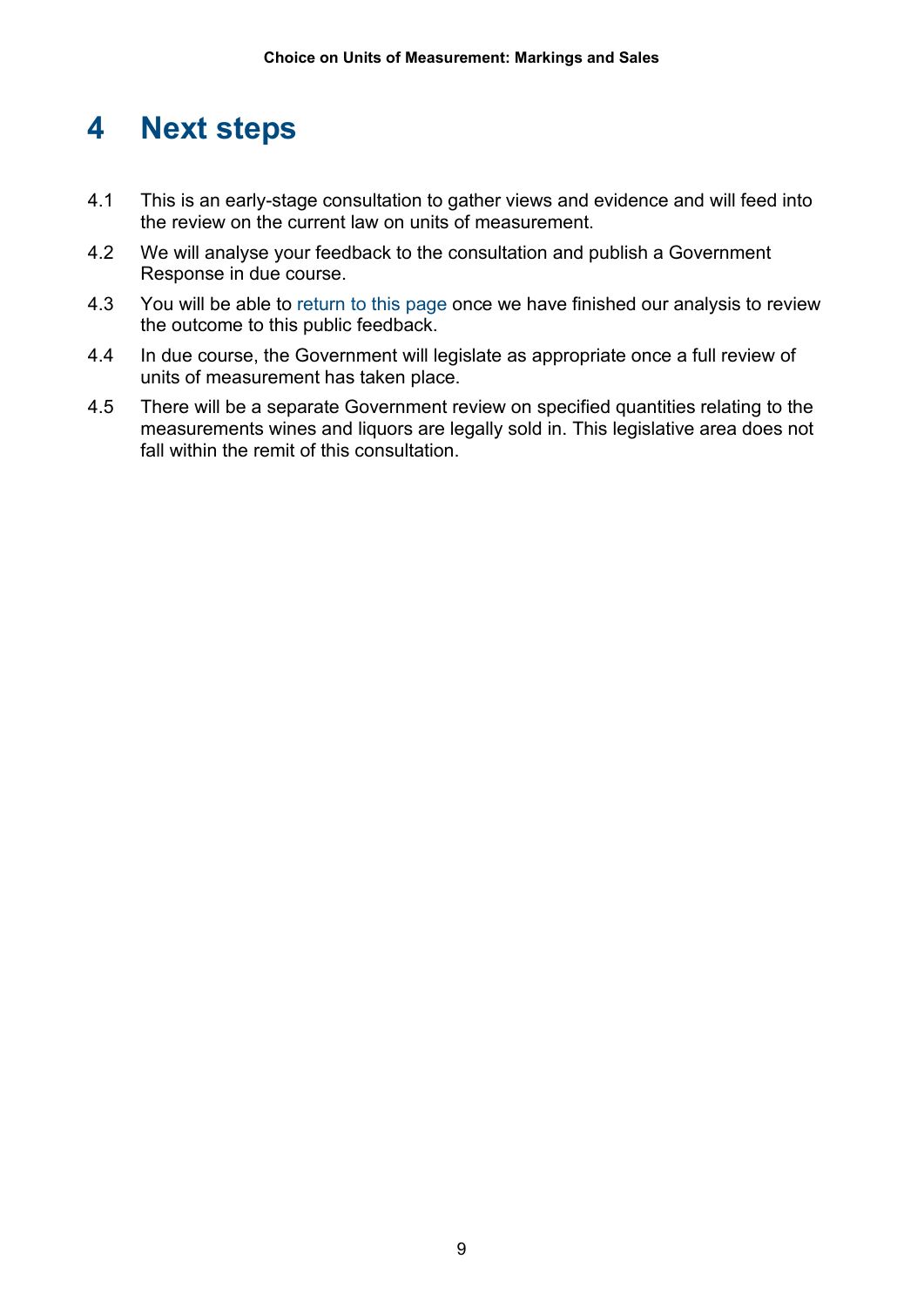# 4 Next steps

4.1 This is an early-stage consultation to gather views and evidence and will feed into the review on the current law on units of measurement.

4.2 We will analyse your feedback to the consultation and publish a Government Response in due course.

4.3 You will be able to return to this page once we have finished our analysis to review the outcome to this public feedback.

4.4 In due course, the Government will legislate as appropriate once a full review of units of measurement has taken place.

4.5 There will be a separate Government review on specified quantities relating to the measurements wines and liquors are legally sold in. This legislative area does not fall within the remit of this consultation.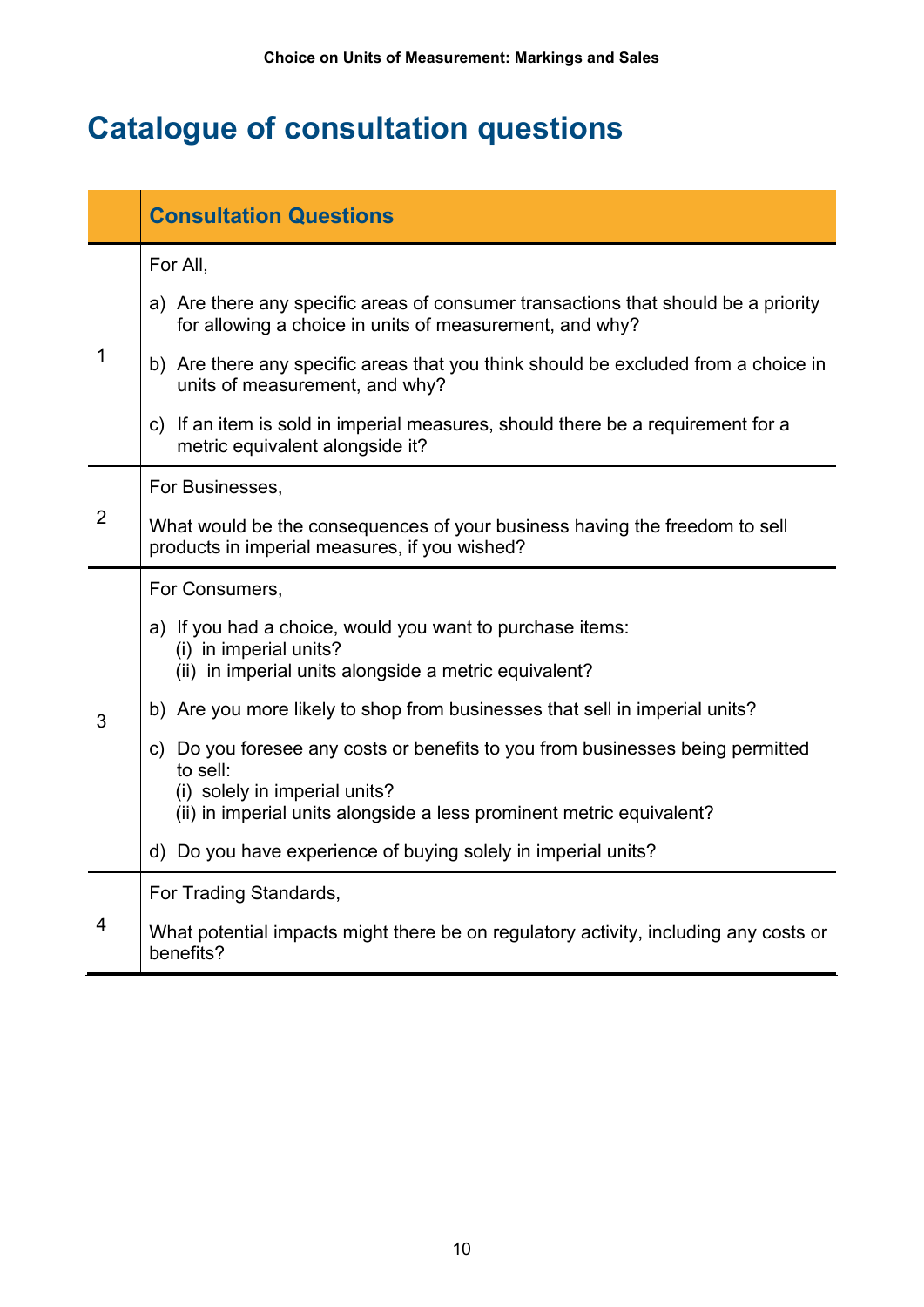# Catalogue of consultation questions

| | Consultation Questions |
|---|---|
| 1 | For All,<br><br>a) Are there any specific areas of consumer transactions that should be a priority for allowing a choice in units of measurement, and why?<br><br>b) Are there any specific areas that you think should be excluded from a choice in units of measurement, and why?<br><br>c) If an item is sold in imperial measures, should there be a requirement for a metric equivalent alongside it? |
| 2 | For Businesses,<br><br>What would be the consequences of your business having the freedom to sell products in imperial measures, if you wished? |
| 3 | For Consumers,<br><br>a) If you had a choice, would you want to purchase items:<br>(i) in imperial units?<br>(ii) in imperial units alongside a metric equivalent?<br><br>b) Are you more likely to shop from businesses that sell in imperial units?<br><br>c) Do you foresee any costs or benefits to you from businesses being permitted to sell:<br>(i) solely in imperial units?<br>(ii) in imperial units alongside a less prominent metric equivalent?<br><br>d) Do you have experience of buying solely in imperial units? |
| 4 | For Trading Standards,<br><br>What potential impacts might there be on regulatory activity, including any costs or benefits? |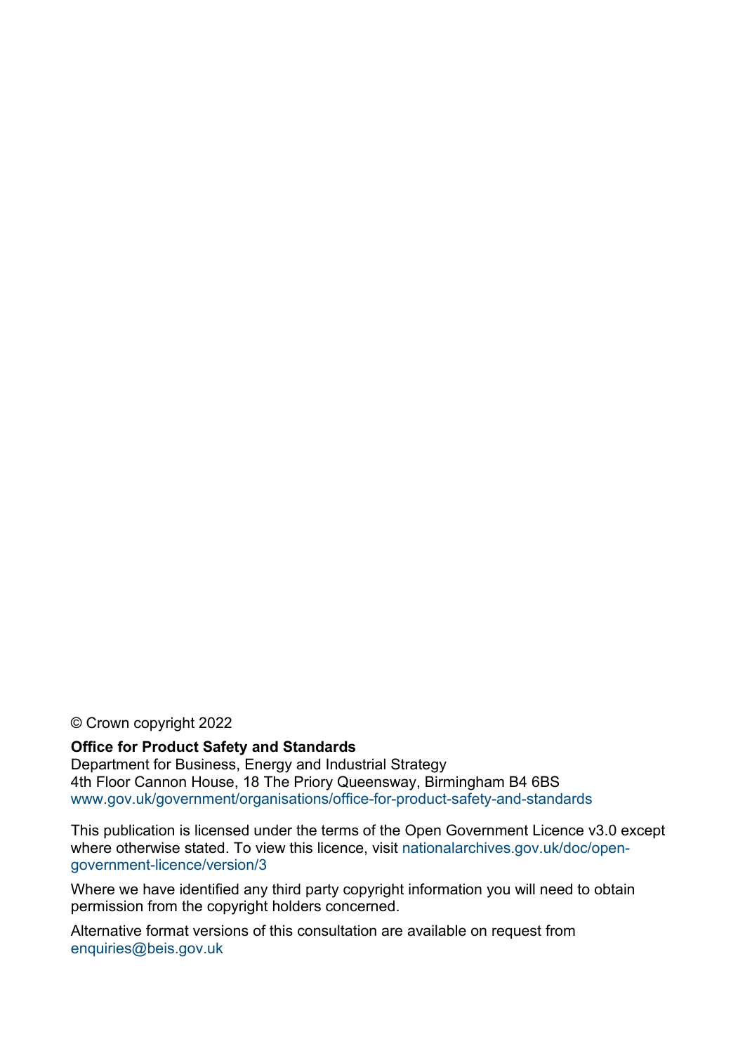© Crown copyright 2022

**Office for Product Safety and Standards**
Department for Business, Energy and Industrial Strategy
4th Floor Cannon House, 18 The Priory Queensway, Birmingham B4 6BS
www.gov.uk/government/organisations/office-for-product-safety-and-standards

This publication is licensed under the terms of the Open Government Licence v3.0 except where otherwise stated. To view this licence, visit nationalarchives.gov.uk/doc/open-government-licence/version/3

Where we have identified any third party copyright information you will need to obtain permission from the copyright holders concerned.

Alternative format versions of this consultation are available on request from enquiries@beis.gov.uk